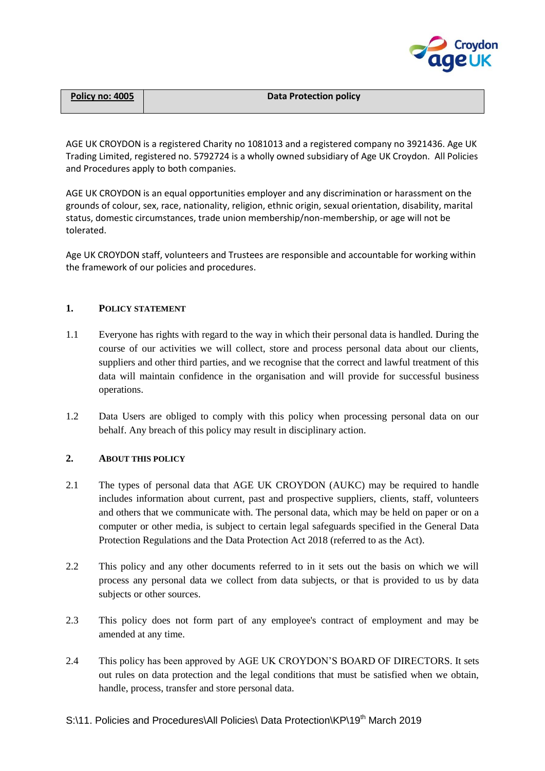| **Policy no: 4005** | **Data Protection policy** |
|---|---|

AGE UK CROYDON is a registered Charity no 1081013 and a registered company no 3921436. Age UK Trading Limited, registered no. 5792724 is a wholly owned subsidiary of Age UK Croydon. All Policies and Procedures apply to both companies.

AGE UK CROYDON is an equal opportunities employer and any discrimination or harassment on the grounds of colour, sex, race, nationality, religion, ethnic origin, sexual orientation, disability, marital status, domestic circumstances, trade union membership/non-membership, or age will not be tolerated.

Age UK CROYDON staff, volunteers and Trustees are responsible and accountable for working within the framework of our policies and procedures.

## 1. POLICY STATEMENT

1.1 Everyone has rights with regard to the way in which their personal data is handled. During the course of our activities we will collect, store and process personal data about our clients, suppliers and other third parties, and we recognise that the correct and lawful treatment of this data will maintain confidence in the organisation and will provide for successful business operations.

1.2 Data Users are obliged to comply with this policy when processing personal data on our behalf. Any breach of this policy may result in disciplinary action.

## 2. ABOUT THIS POLICY

2.1 The types of personal data that AGE UK CROYDON (AUKC) may be required to handle includes information about current, past and prospective suppliers, clients, staff, volunteers and others that we communicate with. The personal data, which may be held on paper or on a computer or other media, is subject to certain legal safeguards specified in the General Data Protection Regulations and the Data Protection Act 2018 (referred to as the Act).

2.2 This policy and any other documents referred to in it sets out the basis on which we will process any personal data we collect from data subjects, or that is provided to us by data subjects or other sources.

2.3 This policy does not form part of any employee's contract of employment and may be amended at any time.

2.4 This policy has been approved by AGE UK CROYDON'S BOARD OF DIRECTORS. It sets out rules on data protection and the legal conditions that must be satisfied when we obtain, handle, process, transfer and store personal data.

S:\11. Policies and Procedures\All Policies\ Data Protection\KP\19th March 2019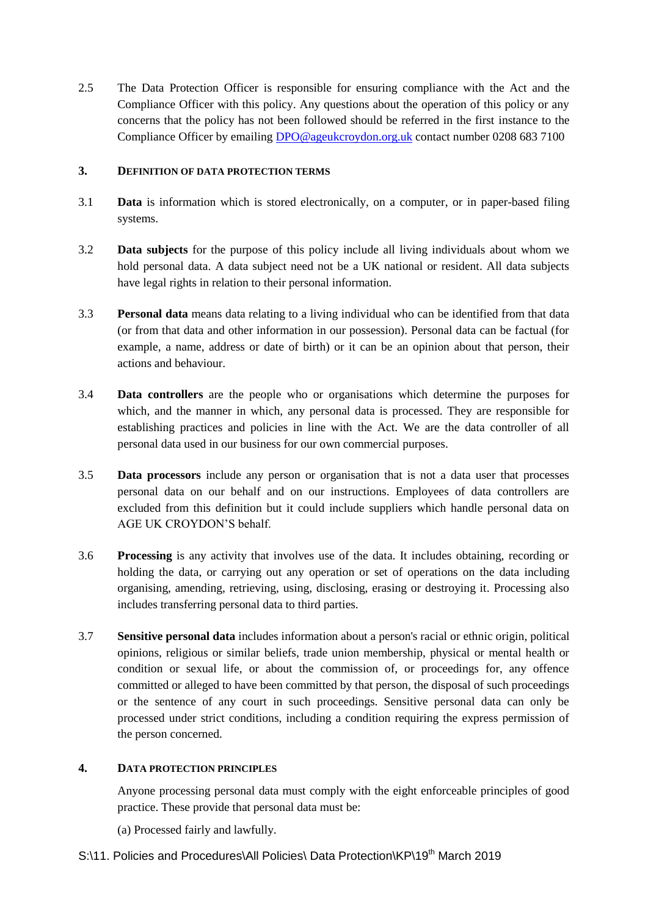2.5 The Data Protection Officer is responsible for ensuring compliance with the Act and the Compliance Officer with this policy. Any questions about the operation of this policy or any concerns that the policy has not been followed should be referred in the first instance to the Compliance Officer by emailing DPO@ageukcroydon.org.uk contact number 0208 683 7100

## 3. DEFINITION OF DATA PROTECTION TERMS

3.1 **Data** is information which is stored electronically, on a computer, or in paper-based filing systems.

3.2 **Data subjects** for the purpose of this policy include all living individuals about whom we hold personal data. A data subject need not be a UK national or resident. All data subjects have legal rights in relation to their personal information.

3.3 **Personal data** means data relating to a living individual who can be identified from that data (or from that data and other information in our possession). Personal data can be factual (for example, a name, address or date of birth) or it can be an opinion about that person, their actions and behaviour.

3.4 **Data controllers** are the people who or organisations which determine the purposes for which, and the manner in which, any personal data is processed. They are responsible for establishing practices and policies in line with the Act. We are the data controller of all personal data used in our business for our own commercial purposes.

3.5 **Data processors** include any person or organisation that is not a data user that processes personal data on our behalf and on our instructions. Employees of data controllers are excluded from this definition but it could include suppliers which handle personal data on AGE UK CROYDON'S behalf.

3.6 **Processing** is any activity that involves use of the data. It includes obtaining, recording or holding the data, or carrying out any operation or set of operations on the data including organising, amending, retrieving, using, disclosing, erasing or destroying it. Processing also includes transferring personal data to third parties.

3.7 **Sensitive personal data** includes information about a person's racial or ethnic origin, political opinions, religious or similar beliefs, trade union membership, physical or mental health or condition or sexual life, or about the commission of, or proceedings for, any offence committed or alleged to have been committed by that person, the disposal of such proceedings or the sentence of any court in such proceedings. Sensitive personal data can only be processed under strict conditions, including a condition requiring the express permission of the person concerned.

## 4. DATA PROTECTION PRINCIPLES

Anyone processing personal data must comply with the eight enforceable principles of good practice. These provide that personal data must be:

(a) Processed fairly and lawfully.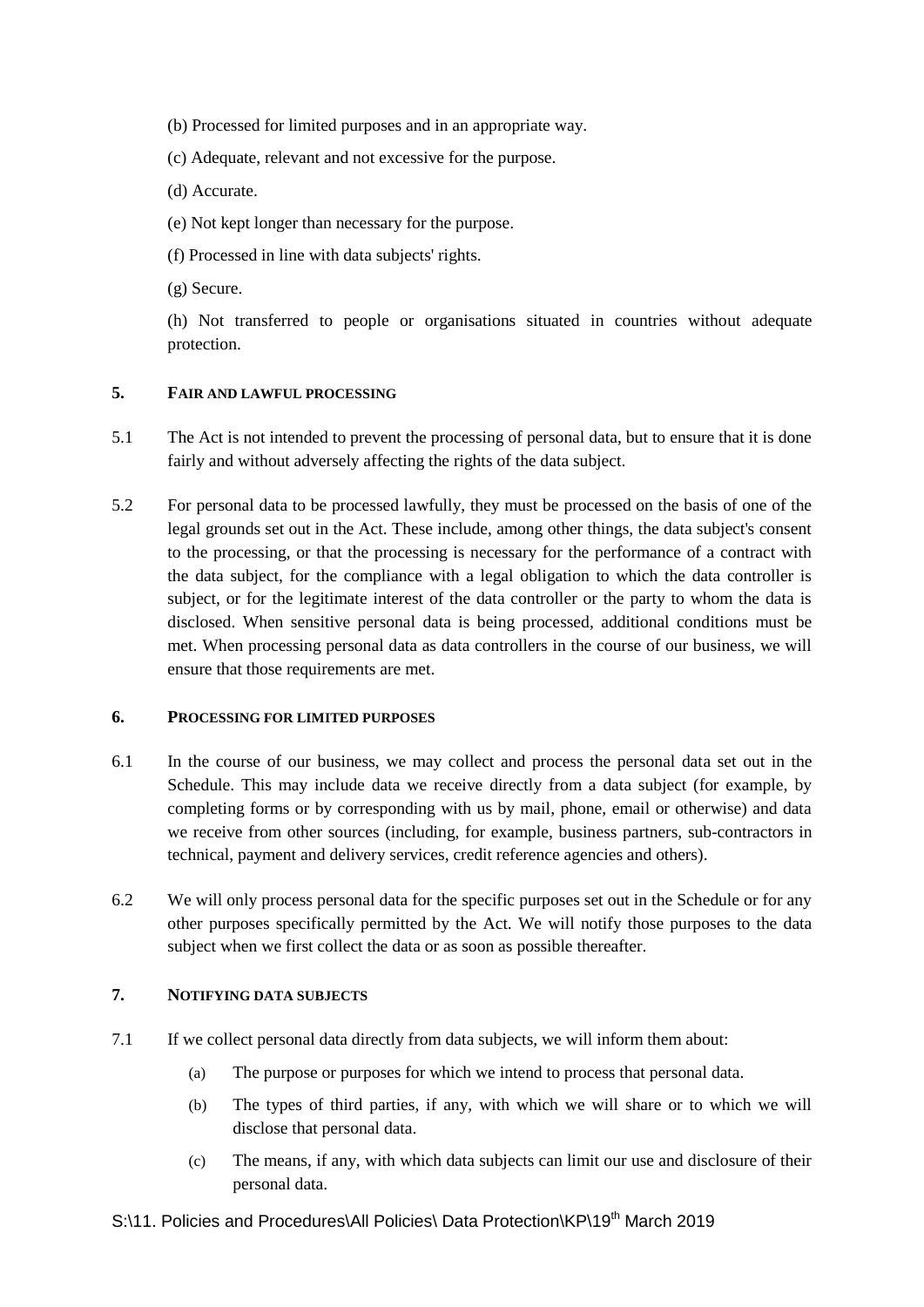(b) Processed for limited purposes and in an appropriate way.

(c) Adequate, relevant and not excessive for the purpose.

(d) Accurate.

(e) Not kept longer than necessary for the purpose.

(f) Processed in line with data subjects' rights.

(g) Secure.

(h) Not transferred to people or organisations situated in countries without adequate protection.

## 5. FAIR AND LAWFUL PROCESSING

5.1 The Act is not intended to prevent the processing of personal data, but to ensure that it is done fairly and without adversely affecting the rights of the data subject.

5.2 For personal data to be processed lawfully, they must be processed on the basis of one of the legal grounds set out in the Act. These include, among other things, the data subject's consent to the processing, or that the processing is necessary for the performance of a contract with the data subject, for the compliance with a legal obligation to which the data controller is subject, or for the legitimate interest of the data controller or the party to whom the data is disclosed. When sensitive personal data is being processed, additional conditions must be met. When processing personal data as data controllers in the course of our business, we will ensure that those requirements are met.

## 6. PROCESSING FOR LIMITED PURPOSES

6.1 In the course of our business, we may collect and process the personal data set out in the Schedule. This may include data we receive directly from a data subject (for example, by completing forms or by corresponding with us by mail, phone, email or otherwise) and data we receive from other sources (including, for example, business partners, sub-contractors in technical, payment and delivery services, credit reference agencies and others).

6.2 We will only process personal data for the specific purposes set out in the Schedule or for any other purposes specifically permitted by the Act. We will notify those purposes to the data subject when we first collect the data or as soon as possible thereafter.

## 7. NOTIFYING DATA SUBJECTS

7.1 If we collect personal data directly from data subjects, we will inform them about:

(a) The purpose or purposes for which we intend to process that personal data.

(b) The types of third parties, if any, with which we will share or to which we will disclose that personal data.

(c) The means, if any, with which data subjects can limit our use and disclosure of their personal data.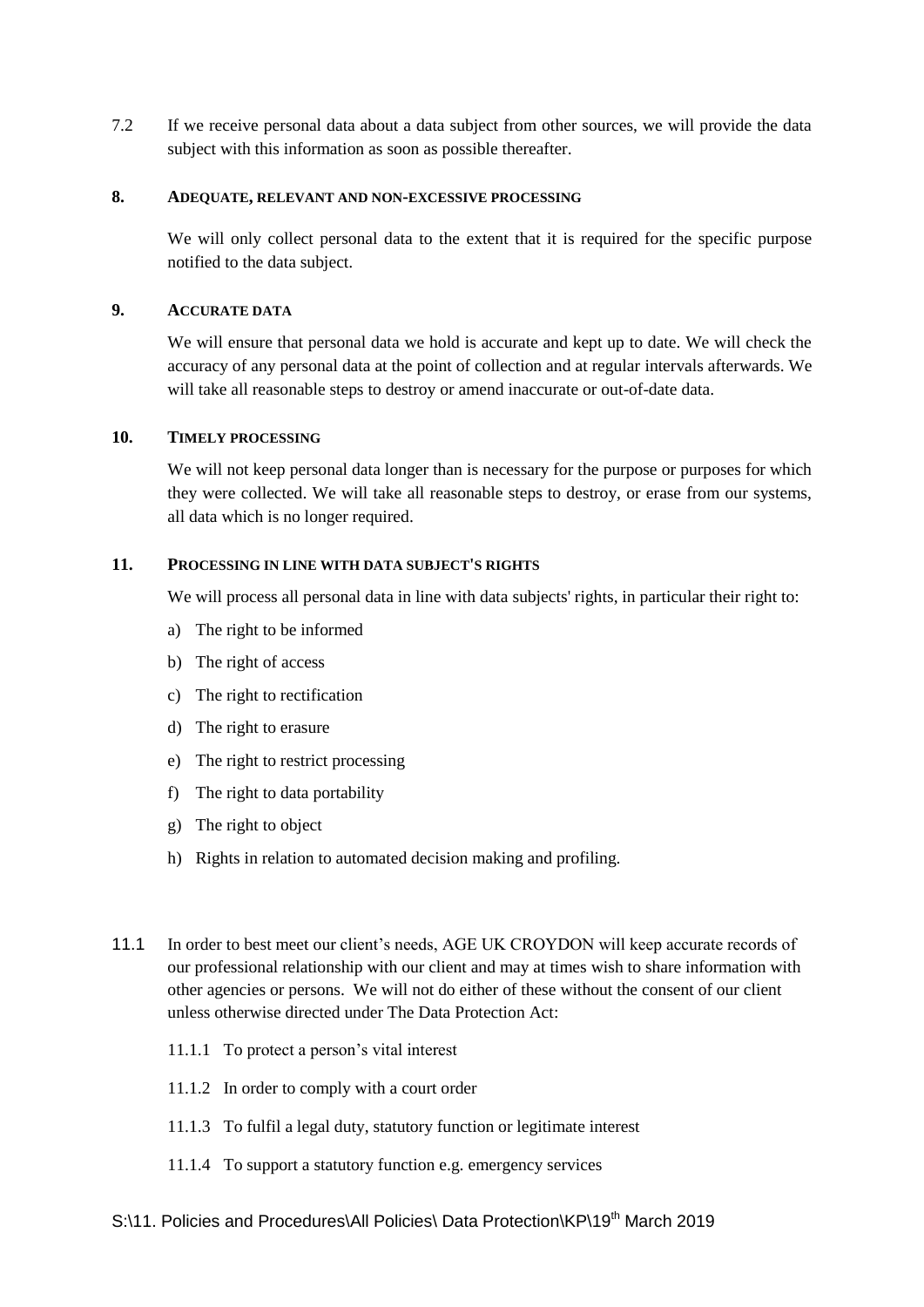7.2 If we receive personal data about a data subject from other sources, we will provide the data subject with this information as soon as possible thereafter.

## 8. ADEQUATE, RELEVANT AND NON-EXCESSIVE PROCESSING

We will only collect personal data to the extent that it is required for the specific purpose notified to the data subject.

## 9. ACCURATE DATA

We will ensure that personal data we hold is accurate and kept up to date. We will check the accuracy of any personal data at the point of collection and at regular intervals afterwards. We will take all reasonable steps to destroy or amend inaccurate or out-of-date data.

## 10. TIMELY PROCESSING

We will not keep personal data longer than is necessary for the purpose or purposes for which they were collected. We will take all reasonable steps to destroy, or erase from our systems, all data which is no longer required.

## 11. PROCESSING IN LINE WITH DATA SUBJECT'S RIGHTS

We will process all personal data in line with data subjects' rights, in particular their right to:

a) The right to be informed
b) The right of access
c) The right to rectification
d) The right to erasure
e) The right to restrict processing
f) The right to data portability
g) The right to object
h) Rights in relation to automated decision making and profiling.

11.1 In order to best meet our client's needs, AGE UK CROYDON will keep accurate records of our professional relationship with our client and may at times wish to share information with other agencies or persons. We will not do either of these without the consent of our client unless otherwise directed under The Data Protection Act:

11.1.1 To protect a person's vital interest

11.1.2 In order to comply with a court order

11.1.3 To fulfil a legal duty, statutory function or legitimate interest

11.1.4 To support a statutory function e.g. emergency services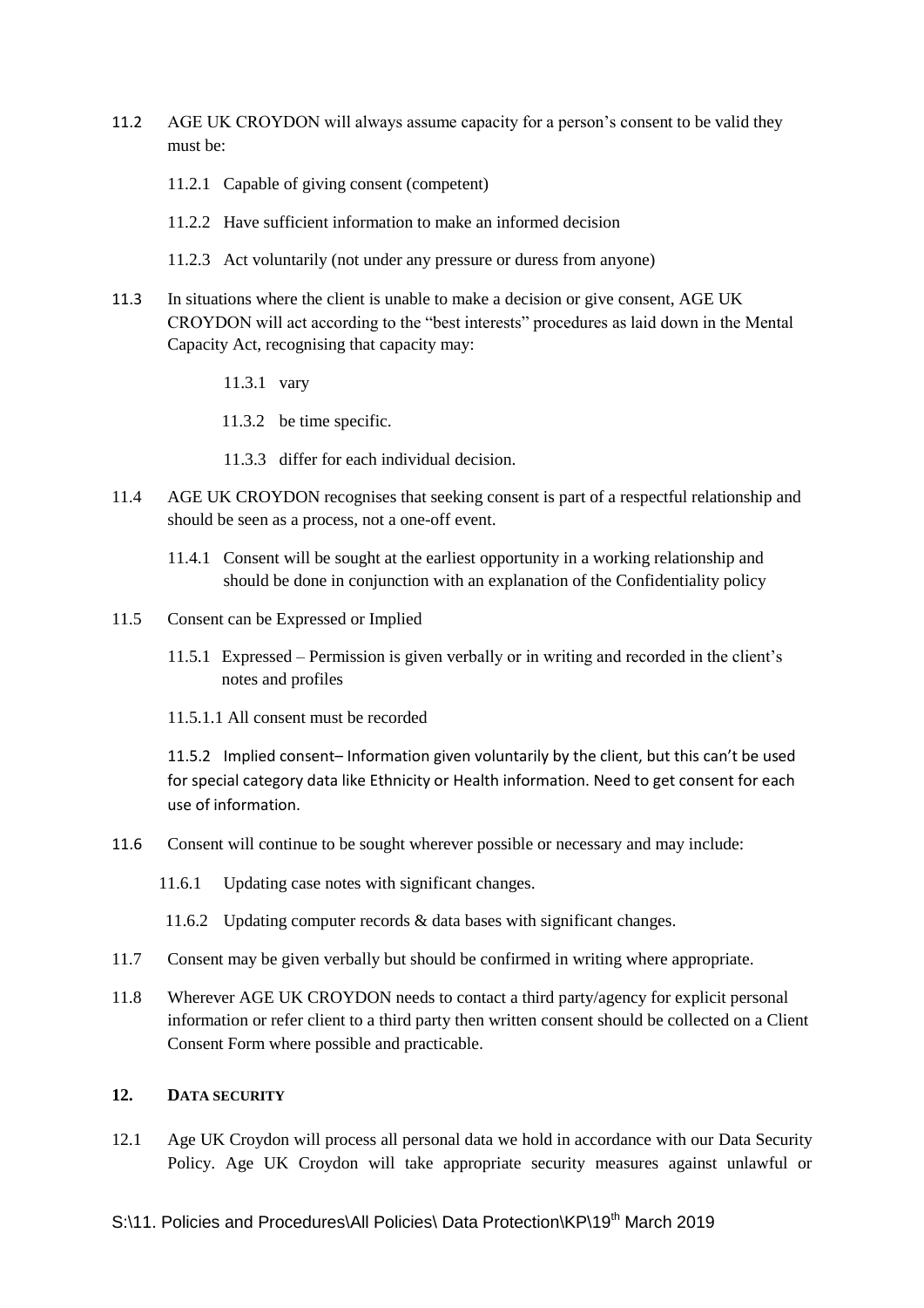11.2 AGE UK CROYDON will always assume capacity for a person's consent to be valid they must be:

11.2.1 Capable of giving consent (competent)

11.2.2 Have sufficient information to make an informed decision

11.2.3 Act voluntarily (not under any pressure or duress from anyone)

11.3 In situations where the client is unable to make a decision or give consent, AGE UK CROYDON will act according to the "best interests" procedures as laid down in the Mental Capacity Act, recognising that capacity may:

11.3.1 vary

11.3.2 be time specific.

11.3.3 differ for each individual decision.

11.4 AGE UK CROYDON recognises that seeking consent is part of a respectful relationship and should be seen as a process, not a one-off event.

11.4.1 Consent will be sought at the earliest opportunity in a working relationship and should be done in conjunction with an explanation of the Confidentiality policy

11.5 Consent can be Expressed or Implied

11.5.1 Expressed – Permission is given verbally or in writing and recorded in the client's notes and profiles

11.5.1.1 All consent must be recorded

11.5.2 Implied consent– Information given voluntarily by the client, but this can't be used for special category data like Ethnicity or Health information. Need to get consent for each use of information.

11.6 Consent will continue to be sought wherever possible or necessary and may include:

11.6.1 Updating case notes with significant changes.

11.6.2 Updating computer records & data bases with significant changes.

11.7 Consent may be given verbally but should be confirmed in writing where appropriate.

11.8 Wherever AGE UK CROYDON needs to contact a third party/agency for explicit personal information or refer client to a third party then written consent should be collected on a Client Consent Form where possible and practicable.

## 12. DATA SECURITY

12.1 Age UK Croydon will process all personal data we hold in accordance with our Data Security Policy. Age UK Croydon will take appropriate security measures against unlawful or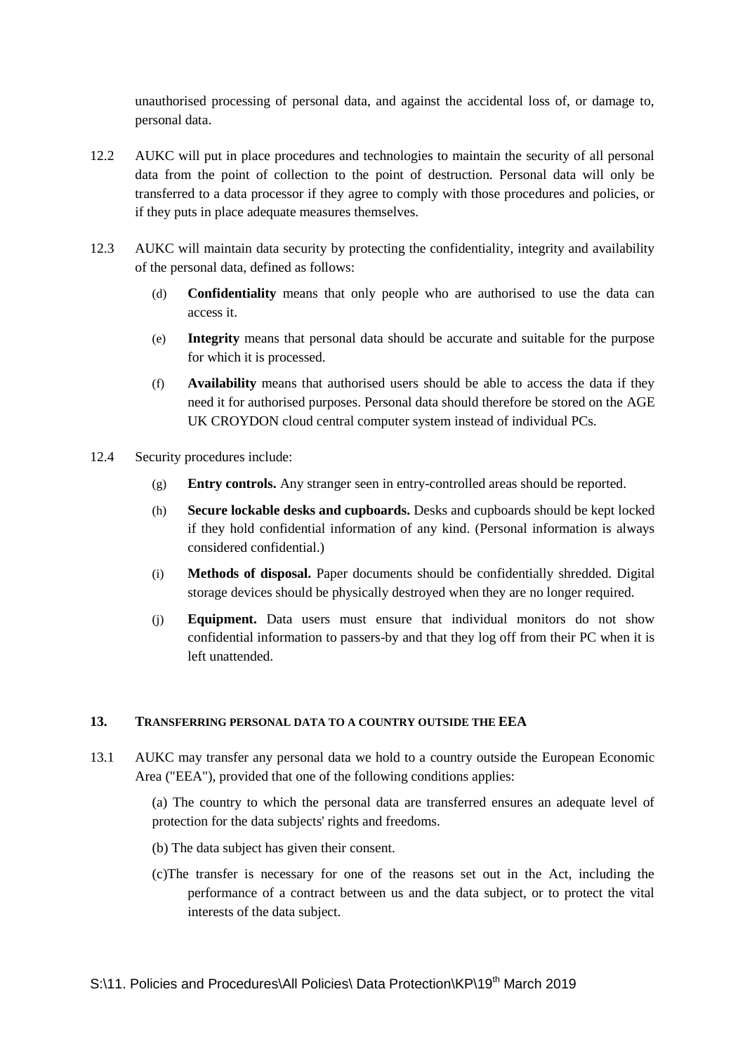unauthorised processing of personal data, and against the accidental loss of, or damage to, personal data.

12.2 AUKC will put in place procedures and technologies to maintain the security of all personal data from the point of collection to the point of destruction. Personal data will only be transferred to a data processor if they agree to comply with those procedures and policies, or if they puts in place adequate measures themselves.

12.3 AUKC will maintain data security by protecting the confidentiality, integrity and availability of the personal data, defined as follows:

(d) **Confidentiality** means that only people who are authorised to use the data can access it.

(e) **Integrity** means that personal data should be accurate and suitable for the purpose for which it is processed.

(f) **Availability** means that authorised users should be able to access the data if they need it for authorised purposes. Personal data should therefore be stored on the AGE UK CROYDON cloud central computer system instead of individual PCs.

12.4 Security procedures include:

(g) **Entry controls.** Any stranger seen in entry-controlled areas should be reported.

(h) **Secure lockable desks and cupboards.** Desks and cupboards should be kept locked if they hold confidential information of any kind. (Personal information is always considered confidential.)

(i) **Methods of disposal.** Paper documents should be confidentially shredded. Digital storage devices should be physically destroyed when they are no longer required.

(j) **Equipment.** Data users must ensure that individual monitors do not show confidential information to passers-by and that they log off from their PC when it is left unattended.

## 13. TRANSFERRING PERSONAL DATA TO A COUNTRY OUTSIDE THE EEA

13.1 AUKC may transfer any personal data we hold to a country outside the European Economic Area ("EEA"), provided that one of the following conditions applies:

(a) The country to which the personal data are transferred ensures an adequate level of protection for the data subjects' rights and freedoms.

(b) The data subject has given their consent.

(c)The transfer is necessary for one of the reasons set out in the Act, including the performance of a contract between us and the data subject, or to protect the vital interests of the data subject.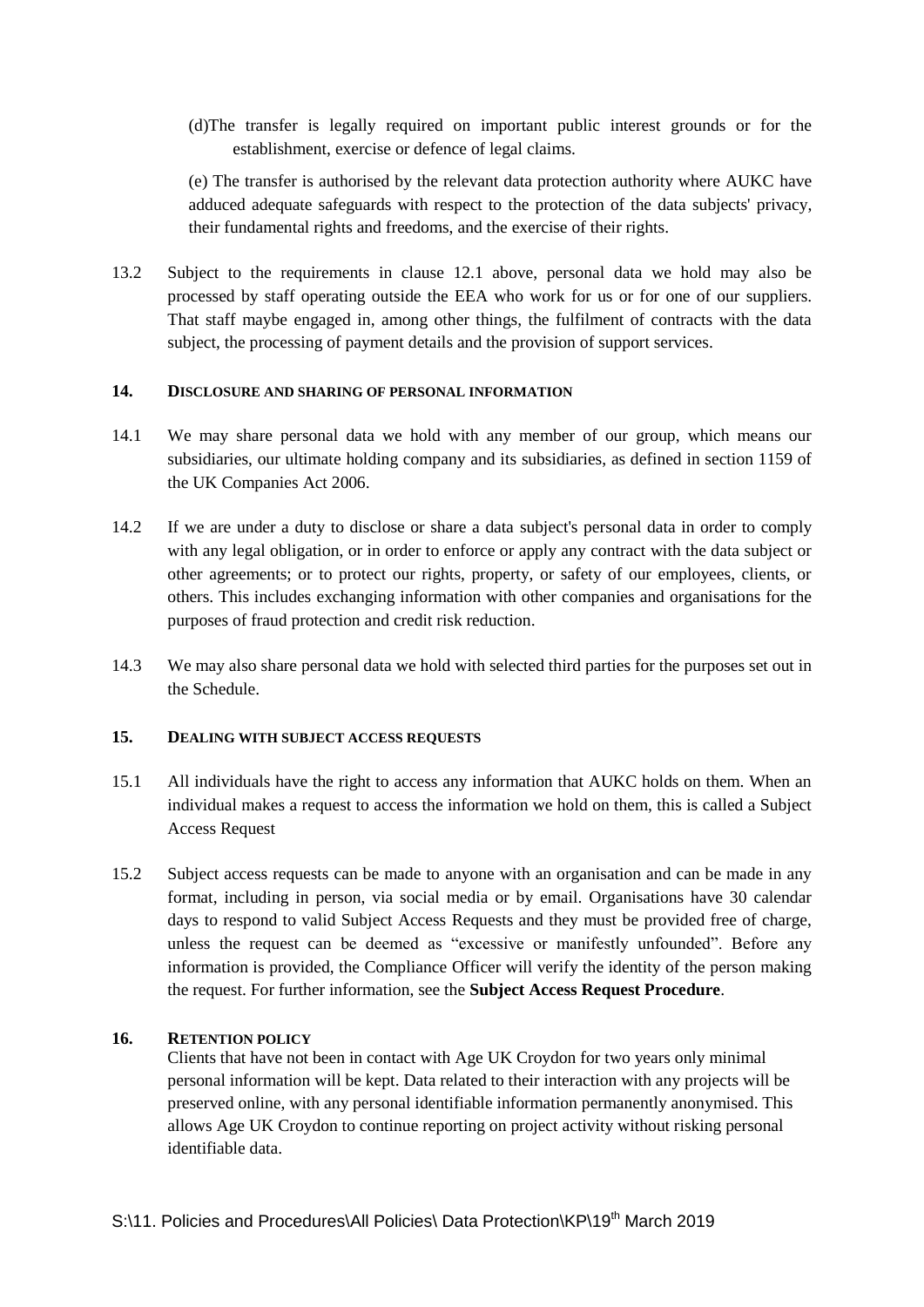(d)The transfer is legally required on important public interest grounds or for the establishment, exercise or defence of legal claims.

(e) The transfer is authorised by the relevant data protection authority where AUKC have adduced adequate safeguards with respect to the protection of the data subjects' privacy, their fundamental rights and freedoms, and the exercise of their rights.

13.2 Subject to the requirements in clause 12.1 above, personal data we hold may also be processed by staff operating outside the EEA who work for us or for one of our suppliers. That staff maybe engaged in, among other things, the fulfilment of contracts with the data subject, the processing of payment details and the provision of support services.

## 14. DISCLOSURE AND SHARING OF PERSONAL INFORMATION

14.1 We may share personal data we hold with any member of our group, which means our subsidiaries, our ultimate holding company and its subsidiaries, as defined in section 1159 of the UK Companies Act 2006.

14.2 If we are under a duty to disclose or share a data subject's personal data in order to comply with any legal obligation, or in order to enforce or apply any contract with the data subject or other agreements; or to protect our rights, property, or safety of our employees, clients, or others. This includes exchanging information with other companies and organisations for the purposes of fraud protection and credit risk reduction.

14.3 We may also share personal data we hold with selected third parties for the purposes set out in the Schedule.

## 15. DEALING WITH SUBJECT ACCESS REQUESTS

15.1 All individuals have the right to access any information that AUKC holds on them. When an individual makes a request to access the information we hold on them, this is called a Subject Access Request

15.2 Subject access requests can be made to anyone with an organisation and can be made in any format, including in person, via social media or by email. Organisations have 30 calendar days to respond to valid Subject Access Requests and they must be provided free of charge, unless the request can be deemed as "excessive or manifestly unfounded". Before any information is provided, the Compliance Officer will verify the identity of the person making the request. For further information, see the **Subject Access Request Procedure**.

## 16. RETENTION POLICY

Clients that have not been in contact with Age UK Croydon for two years only minimal personal information will be kept. Data related to their interaction with any projects will be preserved online, with any personal identifiable information permanently anonymised. This allows Age UK Croydon to continue reporting on project activity without risking personal identifiable data.

S:\11. Policies and Procedures\All Policies\ Data Protection\KP\19th March 2019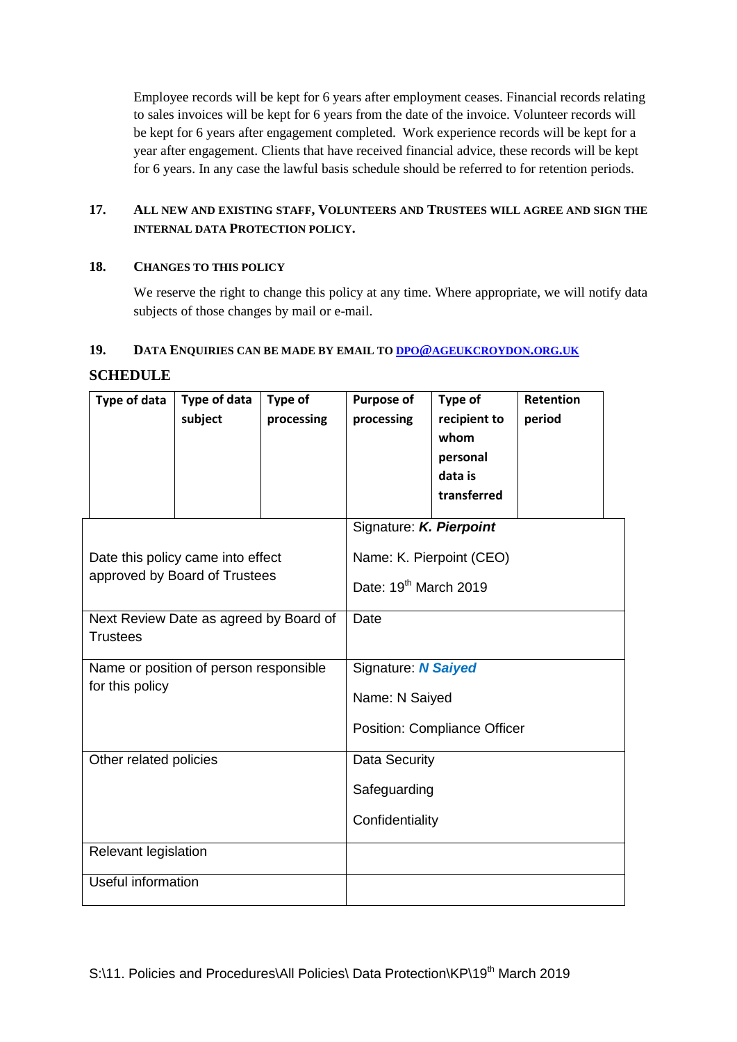Employee records will be kept for 6 years after employment ceases. Financial records relating to sales invoices will be kept for 6 years from the date of the invoice. Volunteer records will be kept for 6 years after engagement completed. Work experience records will be kept for a year after engagement. Clients that have received financial advice, these records will be kept for 6 years. In any case the lawful basis schedule should be referred to for retention periods.

## 17. ALL NEW AND EXISTING STAFF, VOLUNTEERS AND TRUSTEES WILL AGREE AND SIGN THE INTERNAL DATA PROTECTION POLICY.

## 18. CHANGES TO THIS POLICY

We reserve the right to change this policy at any time. Where appropriate, we will notify data subjects of those changes by mail or e-mail.

## 19. DATA ENQUIRIES CAN BE MADE BY EMAIL TO DPO@AGEUKCROYDON.ORG.UK

## SCHEDULE

| Type of data | Type of data subject | Type of processing | Purpose of processing | Type of recipient to whom personal data is transferred | Retention period |
|---|---|---|---|---|---|

| | |
|---|---|
| Date this policy came into effect approved by Board of Trustees | Signature: ***K. Pierpoint***<br>Name: K. Pierpoint (CEO)<br>Date: 19th March 2019 |
| Next Review Date as agreed by Board of Trustees | Date |
| Name or position of person responsible for this policy | Signature: ***N Saiyed***<br>Name: N Saiyed<br>Position: Compliance Officer |
| Other related policies | Data Security<br>Safeguarding<br>Confidentiality |
| Relevant legislation | |
| Useful information | |

S:\11. Policies and Procedures\All Policies\ Data Protection\KP\19th March 2019